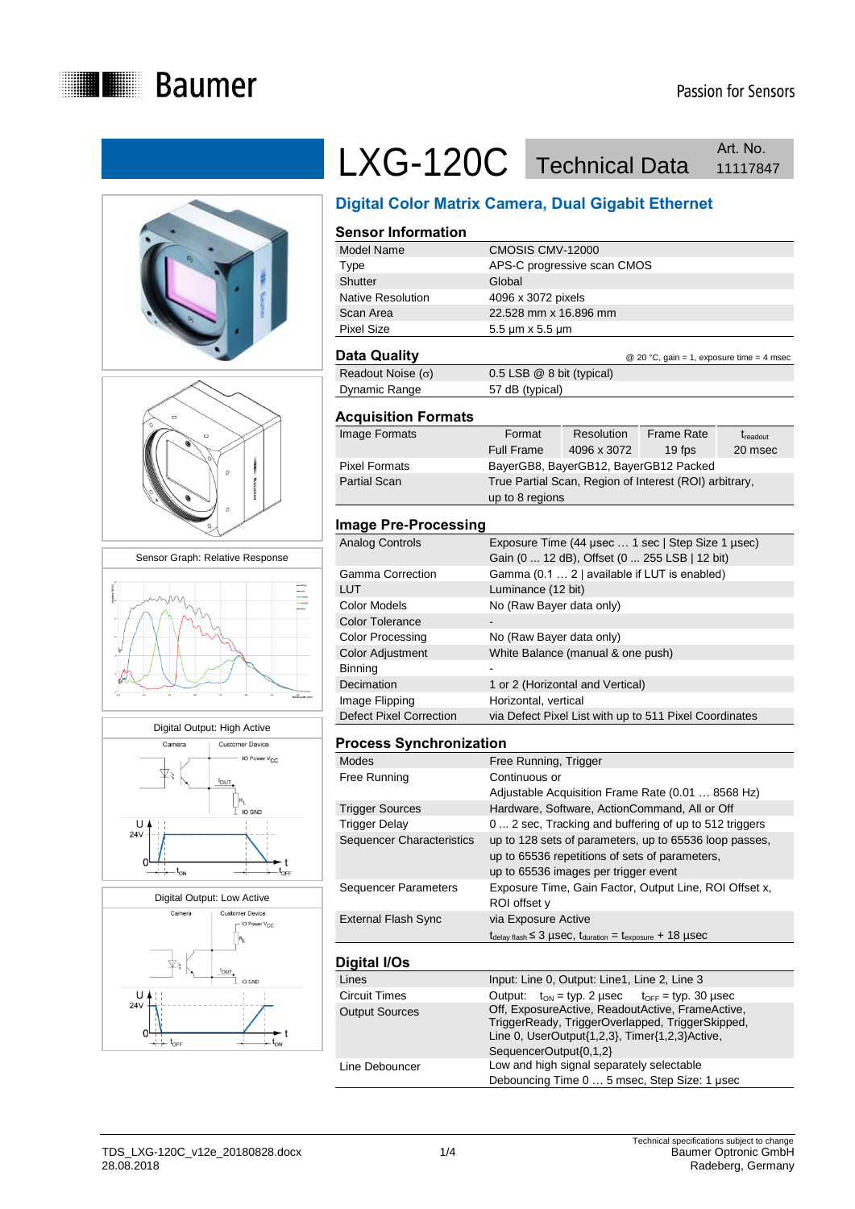# LXG-120C Technical Data

Art. No. 11117847

## Digital Color Matrix Camera, Dual Gigabit Ethernet

Sensor Graph: Relative Response

Digital Output: High Active

Digital Output: Low Active

### Sensor Information

| | |
|---|---|
| Model Name | CMOSIS CMV-12000 |
| Type | APS-C progressive scan CMOS |
| Shutter | Global |
| Native Resolution | 4096 x 3072 pixels |
| Scan Area | 22.528 mm x 16.896 mm |
| Pixel Size | 5.5 µm x 5.5 µm |

### Data Quality

@ 20 °C, gain = 1, exposure time = 4 msec

| | |
|---|---|
| Readout Noise (σ) | 0.5 LSB @ 8 bit (typical) |
| Dynamic Range | 57 dB (typical) |

### Acquisition Formats

| | Format | Resolution | Frame Rate | $t_{readout}$ |
|---|---|---|---|---|
| Image Formats | Full Frame | 4096 x 3072 | 19 fps | 20 msec |
| Pixel Formats | BayerGB8, BayerGB12, BayerGB12 Packed | | | |
| Partial Scan | True Partial Scan, Region of Interest (ROI) arbitrary, up to 8 regions | | | |

### Image Pre-Processing

| | |
|---|---|
| Analog Controls | Exposure Time (44 µsec … 1 sec \| Step Size 1 µsec)<br>Gain (0 ... 12 dB), Offset (0 ... 255 LSB \| 12 bit) |
| Gamma Correction | Gamma (0.1 … 2 \| available if LUT is enabled) |
| LUT | Luminance (12 bit) |
| Color Models | No (Raw Bayer data only) |
| Color Tolerance | - |
| Color Processing | No (Raw Bayer data only) |
| Color Adjustment | White Balance (manual & one push) |
| Binning | - |
| Decimation | 1 or 2 (Horizontal and Vertical) |
| Image Flipping | Horizontal, vertical |
| Defect Pixel Correction | via Defect Pixel List with up to 511 Pixel Coordinates |

### Process Synchronization

| | |
|---|---|
| Modes | Free Running, Trigger |
| Free Running | Continuous or<br>Adjustable Acquisition Frame Rate (0.01 … 8568 Hz) |
| Trigger Sources | Hardware, Software, ActionCommand, All or Off |
| Trigger Delay | 0 ... 2 sec, Tracking and buffering of up to 512 triggers |
| Sequencer Characteristics | up to 128 sets of parameters, up to 65536 loop passes,<br>up to 65536 repetitions of sets of parameters,<br>up to 65536 images per trigger event |
| Sequencer Parameters | Exposure Time, Gain Factor, Output Line, ROI Offset x, ROI offset y |
| External Flash Sync | via Exposure Active<br>$t_{delay\ flash} \leq 3$ µsec, $t_{duration} = t_{exposure} + 18$ µsec |

### Digital I/Os

| | |
|---|---|
| Lines | Input: Line 0, Output: Line1, Line 2, Line 3 |
| Circuit Times | Output: $t_{ON}$ = typ. 2 µsec $t_{OFF}$ = typ. 30 µsec |
| Output Sources | Off, ExposureActive, ReadoutActive, FrameActive, TriggerReady, TriggerOverlapped, TriggerSkipped, Line 0, UserOutput{1,2,3}, Timer{1,2,3}Active, SequencerOutput{0,1,2} |
| Line Debouncer | Low and high signal separately selectable<br>Debouncing Time 0 … 5 msec, Step Size: 1 µsec |

TDS_LXG-120C_v12e_20180828.docx
28.08.2018

Technical specifications subject to change
Baumer Optronic GmbH
Radeberg, Germany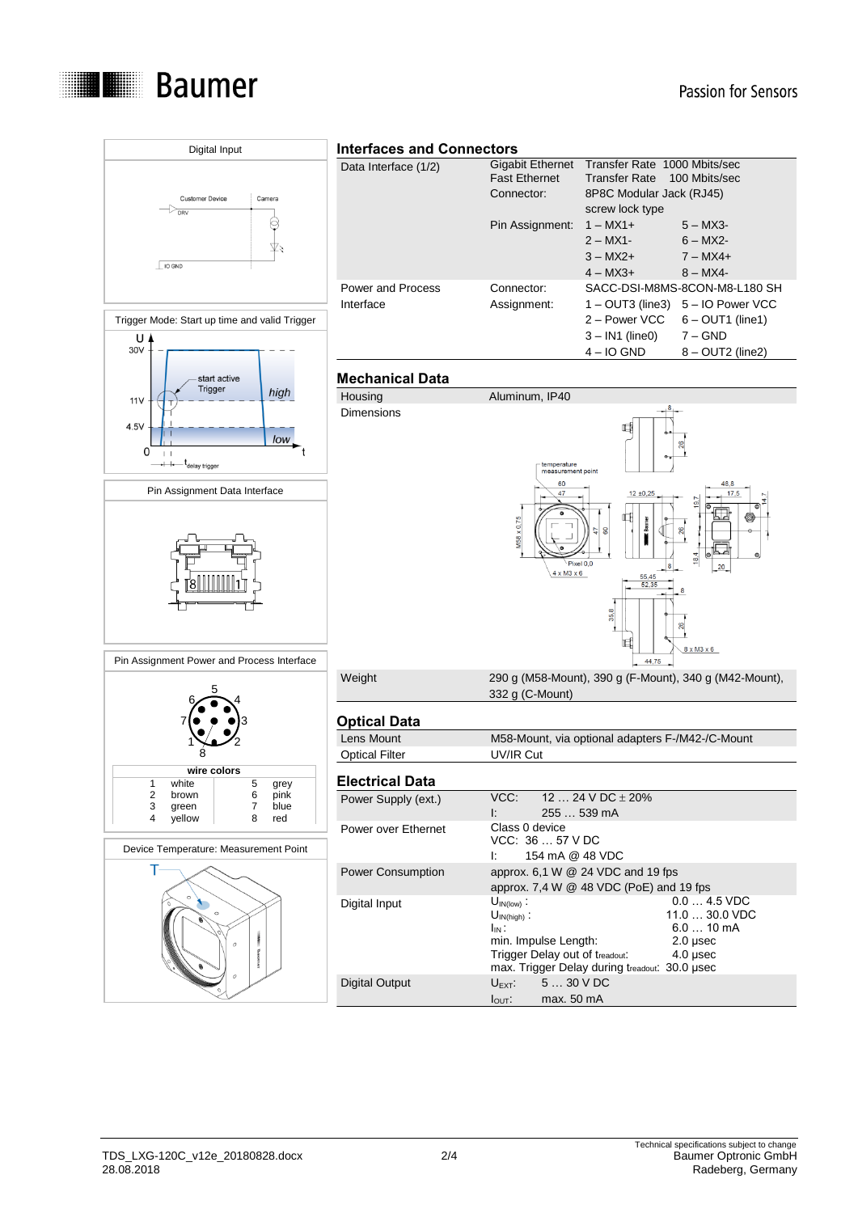## Digital Input

Customer Device — Camera

DRV

IO GND

## Trigger Mode: Start up time and valid Trigger

U: 30V, 11V, 4.5V, 0 — start active Trigger — high — low — t — $t_{delay\ trigger}$

## Pin Assignment Data Interface

## Pin Assignment Power and Process Interface

| wire colors | | | |
|---|---|---|---|
| 1 | white | 5 | grey |
| 2 | brown | 6 | pink |
| 3 | green | 7 | blue |
| 4 | yellow | 8 | red |

## Device Temperature: Measurement Point

## Interfaces and Connectors

| | | | |
|---|---|---|---|
| Data Interface (1/2) | Gigabit Ethernet | Transfer Rate 1000 Mbits/sec | |
| | Fast Ethernet | Transfer Rate 100 Mbits/sec | |
| | Connector: | 8P8C Modular Jack (RJ45) screw lock type | |
| | Pin Assignment: | 1 – MX1+ | 5 – MX3- |
| | | 2 – MX1- | 6 – MX2- |
| | | 3 – MX2+ | 7 – MX4+ |
| | | 4 – MX3+ | 8 – MX4- |
| Power and Process Interface | Connector: | SACC-DSI-M8MS-8CON-M8-L180 SH | |
| | Assignment: | 1 – OUT3 (line3) | 5 – IO Power VCC |
| | | 2 – Power VCC | 6 – OUT1 (line1) |
| | | 3 – IN1 (line0) | 7 – GND |
| | | 4 – IO GND | 8 – OUT2 (line2) |

## Mechanical Data

| | |
|---|---|
| Housing | Aluminum, IP40 |
| Dimensions | |
| Weight | 290 g (M58-Mount), 390 g (F-Mount), 340 g (M42-Mount), 332 g (C-Mount) |

## Optical Data

| | |
|---|---|
| Lens Mount | M58-Mount, via optional adapters F-/M42-/C-Mount |
| Optical Filter | UV/IR Cut |

## Electrical Data

| | | |
|---|---|---|
| Power Supply (ext.) | VCC: | 12 … 24 V DC ± 20% |
| | I: | 255 … 539 mA |
| Power over Ethernet | Class 0 device | |
| | VCC: | 36 … 57 V DC |
| | I: | 154 mA @ 48 VDC |
| Power Consumption | approx. 6,1 W @ 24 VDC and 19 fps | |
| | approx. 7,4 W @ 48 VDC (PoE) and 19 fps | |
| Digital Input | $U_{IN(low)}$: | 0.0 … 4.5 VDC |
| | $U_{IN(high)}$: | 11.0 … 30.0 VDC |
| | $I_{IN}$: | 6.0 … 10 mA |
| | min. Impulse Length: | 2.0 µsec |
| | Trigger Delay out of $t_{readout}$: | 4.0 µsec |
| | max. Trigger Delay during $t_{readout}$: | 30.0 µsec |
| Digital Output | $U_{EXT}$: | 5 … 30 V DC |
| | $I_{OUT}$: | max. 50 mA |

TDS_LXG-120C_v12e_20180828.docx
28.08.2018

Technical specifications subject to change
Baumer Optronic GmbH
Radeberg, Germany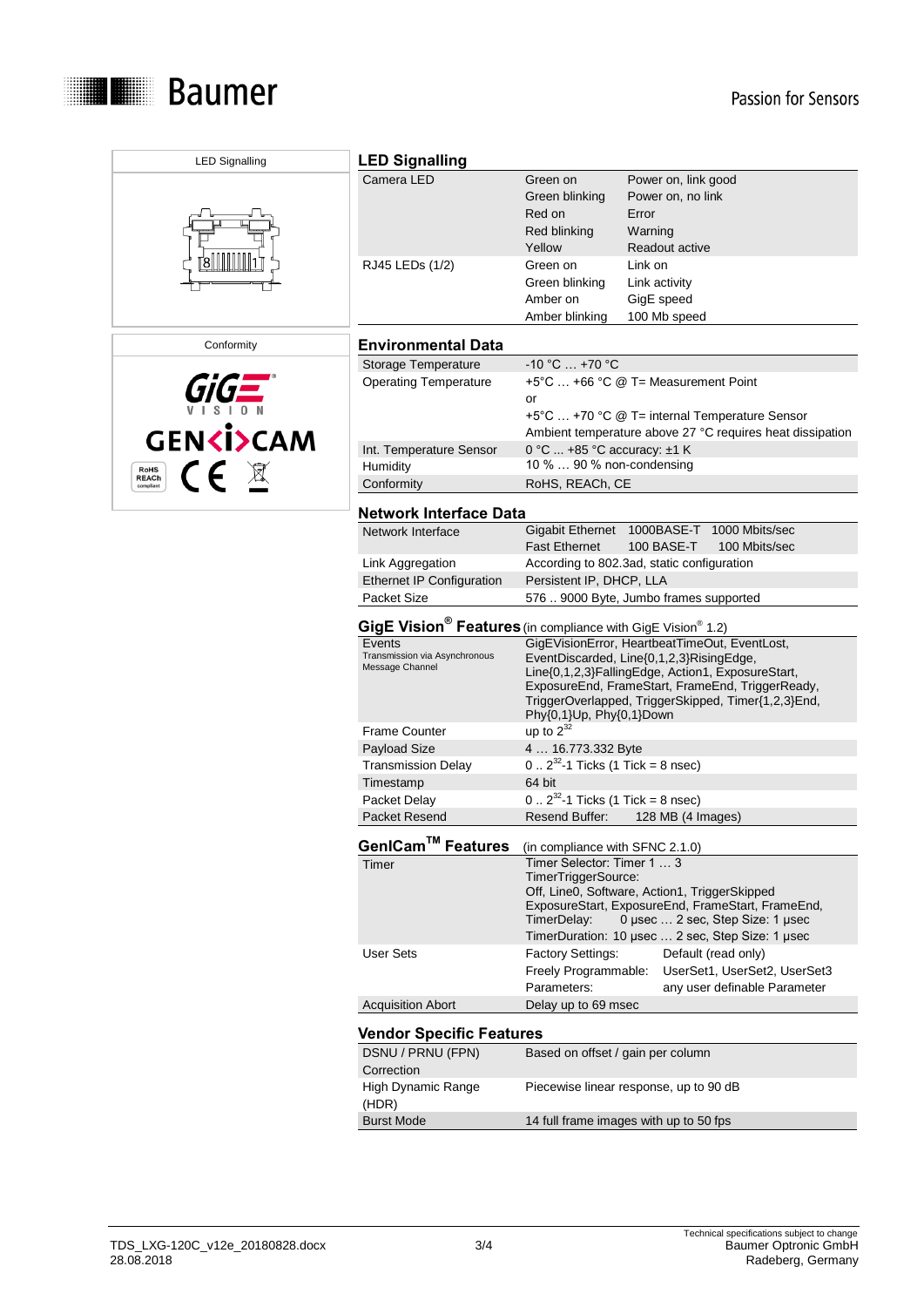LED Signalling

Conformity

## LED Signalling

| | | |
|---|---|---|
| Camera LED | Green on | Power on, link good |
| | Green blinking | Power on, no link |
| | Red on | Error |
| | Red blinking | Warning |
| | Yellow | Readout active |
| RJ45 LEDs (1/2) | Green on | Link on |
| | Green blinking | Link activity |
| | Amber on | GigE speed |
| | Amber blinking | 100 Mb speed |

## Environmental Data

| | |
|---|---|
| Storage Temperature | -10 °C … +70 °C |
| Operating Temperature | +5°C … +66 °C @ T= Measurement Point<br>or<br>+5°C … +70 °C @ T= internal Temperature Sensor<br>Ambient temperature above 27 °C requires heat dissipation |
| Int. Temperature Sensor | 0 °C ... +85 °C accuracy: ±1 K |
| Humidity | 10 % … 90 % non-condensing |
| Conformity | RoHS, REACh, CE |

## Network Interface Data

| | | | |
|---|---|---|---|
| Network Interface | Gigabit Ethernet | 1000BASE-T | 1000 Mbits/sec |
| | Fast Ethernet | 100 BASE-T | 100 Mbits/sec |
| Link Aggregation | According to 802.3ad, static configuration | | |
| Ethernet IP Configuration | Persistent IP, DHCP, LLA | | |
| Packet Size | 576 .. 9000 Byte, Jumbo frames supported | | |

## GigE Vision® Features (in compliance with GigE Vision® 1.2)

| | |
|---|---|
| Events<br>Transmission via Asynchronous Message Channel | GigEVisionError, HeartbeatTimeOut, EventLost, EventDiscarded, Line{0,1,2,3}RisingEdge, Line{0,1,2,3}FallingEdge, Action1, ExposureStart, ExposureEnd, FrameStart, FrameEnd, TriggerReady, TriggerOverlapped, TriggerSkipped, Timer{1,2,3}End, Phy{0,1}Up, Phy{0,1}Down |
| Frame Counter | up to $2^{32}$ |
| Payload Size | 4 … 16.773.332 Byte |
| Transmission Delay | 0 .. $2^{32}$-1 Ticks (1 Tick = 8 nsec) |
| Timestamp | 64 bit |
| Packet Delay | 0 .. $2^{32}$-1 Ticks (1 Tick = 8 nsec) |
| Packet Resend | Resend Buffer: 128 MB (4 Images) |

## GenICam™ Features (in compliance with SFNC 2.1.0)

| | | |
|---|---|---|
| Timer | Timer Selector: Timer 1 … 3<br>TimerTriggerSource:<br>Off, Line0, Software, Action1, TriggerSkipped ExposureStart, ExposureEnd, FrameStart, FrameEnd,<br>TimerDelay: 0 µsec … 2 sec, Step Size: 1 µsec<br>TimerDuration: 10 µsec … 2 sec, Step Size: 1 µsec | |
| User Sets | Factory Settings: | Default (read only) |
| | Freely Programmable: | UserSet1, UserSet2, UserSet3 |
| | Parameters: | any user definable Parameter |
| Acquisition Abort | Delay up to 69 msec | |

## Vendor Specific Features

| | |
|---|---|
| DSNU / PRNU (FPN) Correction | Based on offset / gain per column |
| High Dynamic Range (HDR) | Piecewise linear response, up to 90 dB |
| Burst Mode | 14 full frame images with up to 50 fps |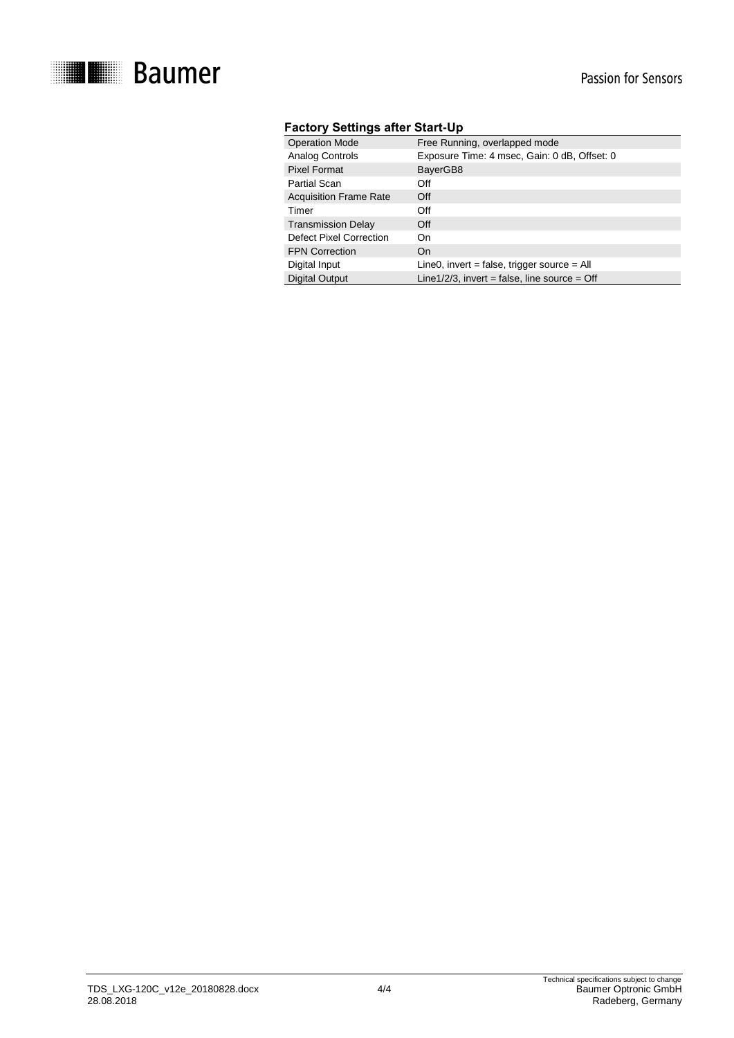### Factory Settings after Start-Up

| | |
|---|---|
| Operation Mode | Free Running, overlapped mode |
| Analog Controls | Exposure Time: 4 msec, Gain: 0 dB, Offset: 0 |
| Pixel Format | BayerGB8 |
| Partial Scan | Off |
| Acquisition Frame Rate | Off |
| Timer | Off |
| Transmission Delay | Off |
| Defect Pixel Correction | On |
| FPN Correction | On |
| Digital Input | Line0, invert = false, trigger source = All |
| Digital Output | Line1/2/3, invert = false, line source = Off |